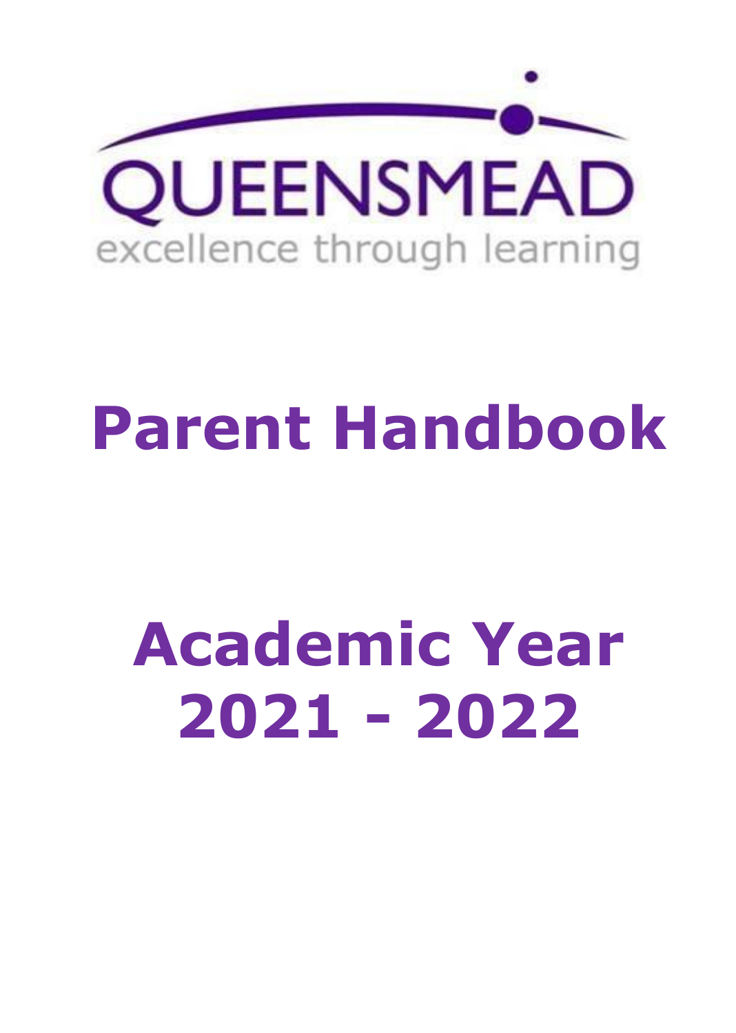QUEENSMEAD

excellence through learning

# Parent Handbook

# Academic Year 2021 - 2022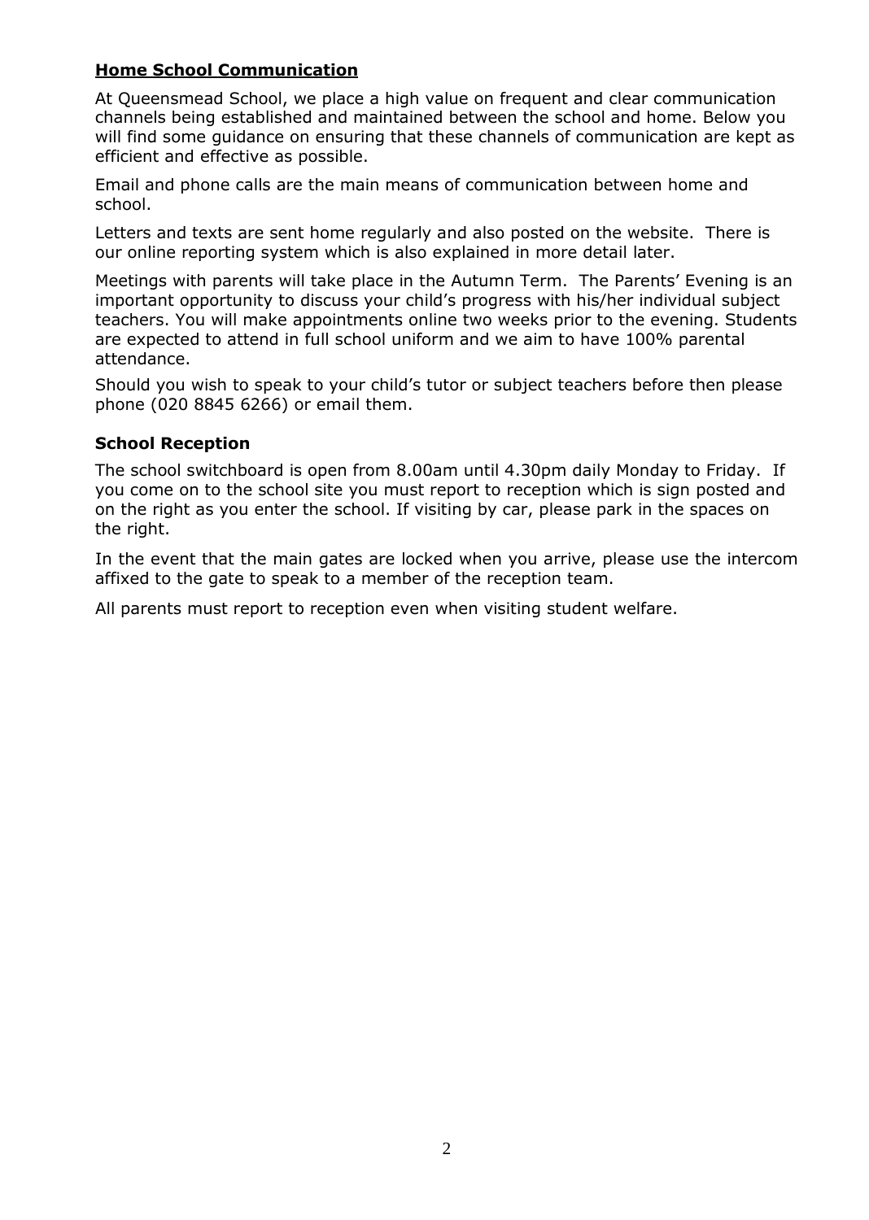## **Home School Communication**

At Queensmead School, we place a high value on frequent and clear communication channels being established and maintained between the school and home. Below you will find some guidance on ensuring that these channels of communication are kept as efficient and effective as possible.

Email and phone calls are the main means of communication between home and school.

Letters and texts are sent home regularly and also posted on the website. There is our online reporting system which is also explained in more detail later.

Meetings with parents will take place in the Autumn Term. The Parents' Evening is an important opportunity to discuss your child's progress with his/her individual subject teachers. You will make appointments online two weeks prior to the evening. Students are expected to attend in full school uniform and we aim to have 100% parental attendance.

Should you wish to speak to your child's tutor or subject teachers before then please phone (020 8845 6266) or email them.

### **School Reception**

The school switchboard is open from 8.00am until 4.30pm daily Monday to Friday. If you come on to the school site you must report to reception which is sign posted and on the right as you enter the school. If visiting by car, please park in the spaces on the right.

In the event that the main gates are locked when you arrive, please use the intercom affixed to the gate to speak to a member of the reception team.

All parents must report to reception even when visiting student welfare.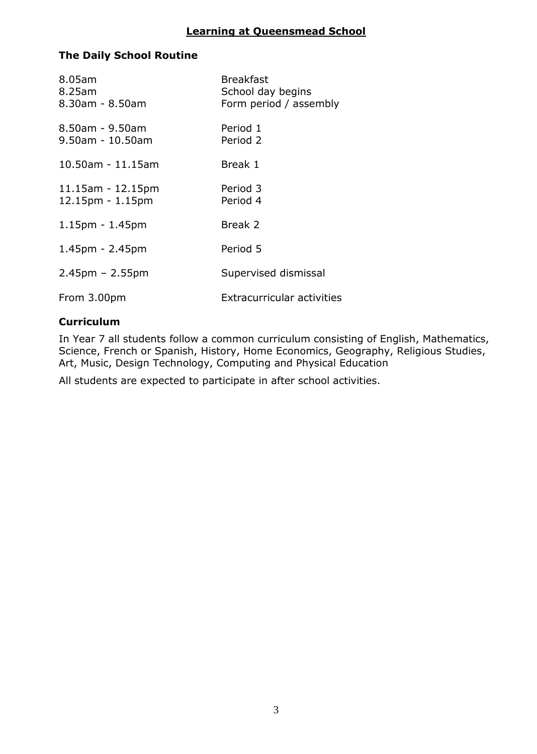## Learning at Queensmead School

### The Daily School Routine

| | |
|---|---|
| 8.05am | Breakfast |
| 8.25am | School day begins |
| 8.30am - 8.50am | Form period / assembly |
| 8.50am - 9.50am | Period 1 |
| 9.50am - 10.50am | Period 2 |
| 10.50am - 11.15am | Break 1 |
| 11.15am - 12.15pm | Period 3 |
| 12.15pm - 1.15pm | Period 4 |
| 1.15pm - 1.45pm | Break 2 |
| 1.45pm - 2.45pm | Period 5 |
| 2.45pm – 2.55pm | Supervised dismissal |
| From 3.00pm | Extracurricular activities |

### Curriculum

In Year 7 all students follow a common curriculum consisting of English, Mathematics, Science, French or Spanish, History, Home Economics, Geography, Religious Studies, Art, Music, Design Technology, Computing and Physical Education

All students are expected to participate in after school activities.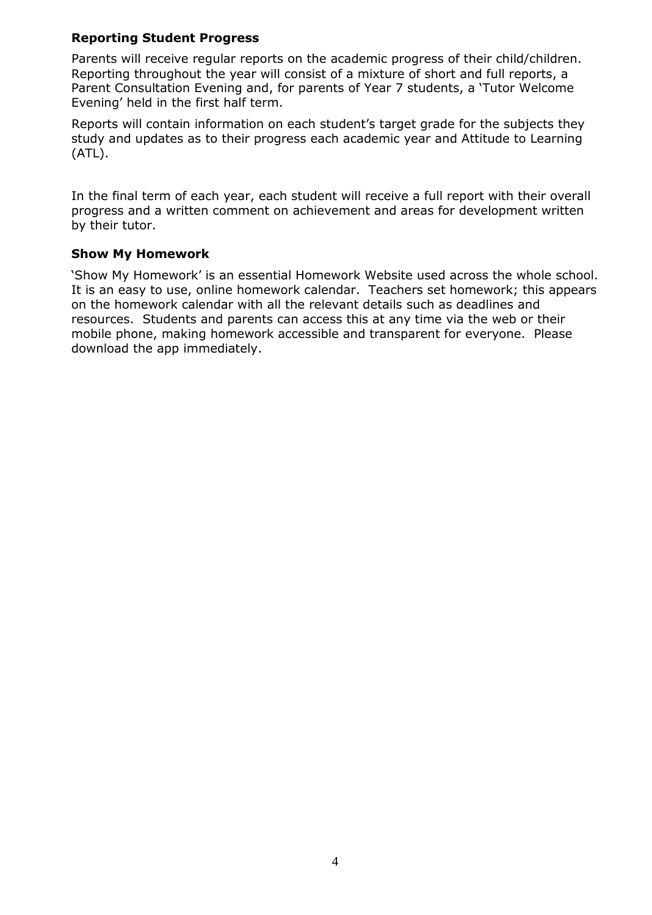## Reporting Student Progress

Parents will receive regular reports on the academic progress of their child/children. Reporting throughout the year will consist of a mixture of short and full reports, a Parent Consultation Evening and, for parents of Year 7 students, a 'Tutor Welcome Evening' held in the first half term.

Reports will contain information on each student's target grade for the subjects they study and updates as to their progress each academic year and Attitude to Learning (ATL).

In the final term of each year, each student will receive a full report with their overall progress and a written comment on achievement and areas for development written by their tutor.

## Show My Homework

'Show My Homework' is an essential Homework Website used across the whole school. It is an easy to use, online homework calendar. Teachers set homework; this appears on the homework calendar with all the relevant details such as deadlines and resources. Students and parents can access this at any time via the web or their mobile phone, making homework accessible and transparent for everyone. Please download the app immediately.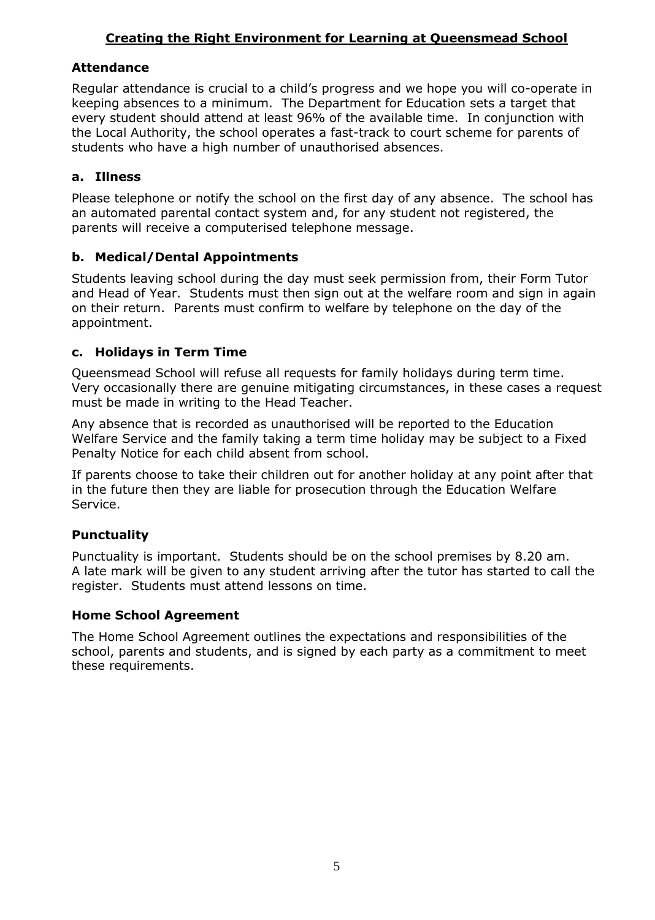## Creating the Right Environment for Learning at Queensmead School

### Attendance

Regular attendance is crucial to a child's progress and we hope you will co-operate in keeping absences to a minimum. The Department for Education sets a target that every student should attend at least 96% of the available time. In conjunction with the Local Authority, the school operates a fast-track to court scheme for parents of students who have a high number of unauthorised absences.

### a. Illness

Please telephone or notify the school on the first day of any absence. The school has an automated parental contact system and, for any student not registered, the parents will receive a computerised telephone message.

### b. Medical/Dental Appointments

Students leaving school during the day must seek permission from, their Form Tutor and Head of Year. Students must then sign out at the welfare room and sign in again on their return. Parents must confirm to welfare by telephone on the day of the appointment.

### c. Holidays in Term Time

Queensmead School will refuse all requests for family holidays during term time. Very occasionally there are genuine mitigating circumstances, in these cases a request must be made in writing to the Head Teacher.

Any absence that is recorded as unauthorised will be reported to the Education Welfare Service and the family taking a term time holiday may be subject to a Fixed Penalty Notice for each child absent from school.

If parents choose to take their children out for another holiday at any point after that in the future then they are liable for prosecution through the Education Welfare Service.

### Punctuality

Punctuality is important. Students should be on the school premises by 8.20 am. A late mark will be given to any student arriving after the tutor has started to call the register. Students must attend lessons on time.

### Home School Agreement

The Home School Agreement outlines the expectations and responsibilities of the school, parents and students, and is signed by each party as a commitment to meet these requirements.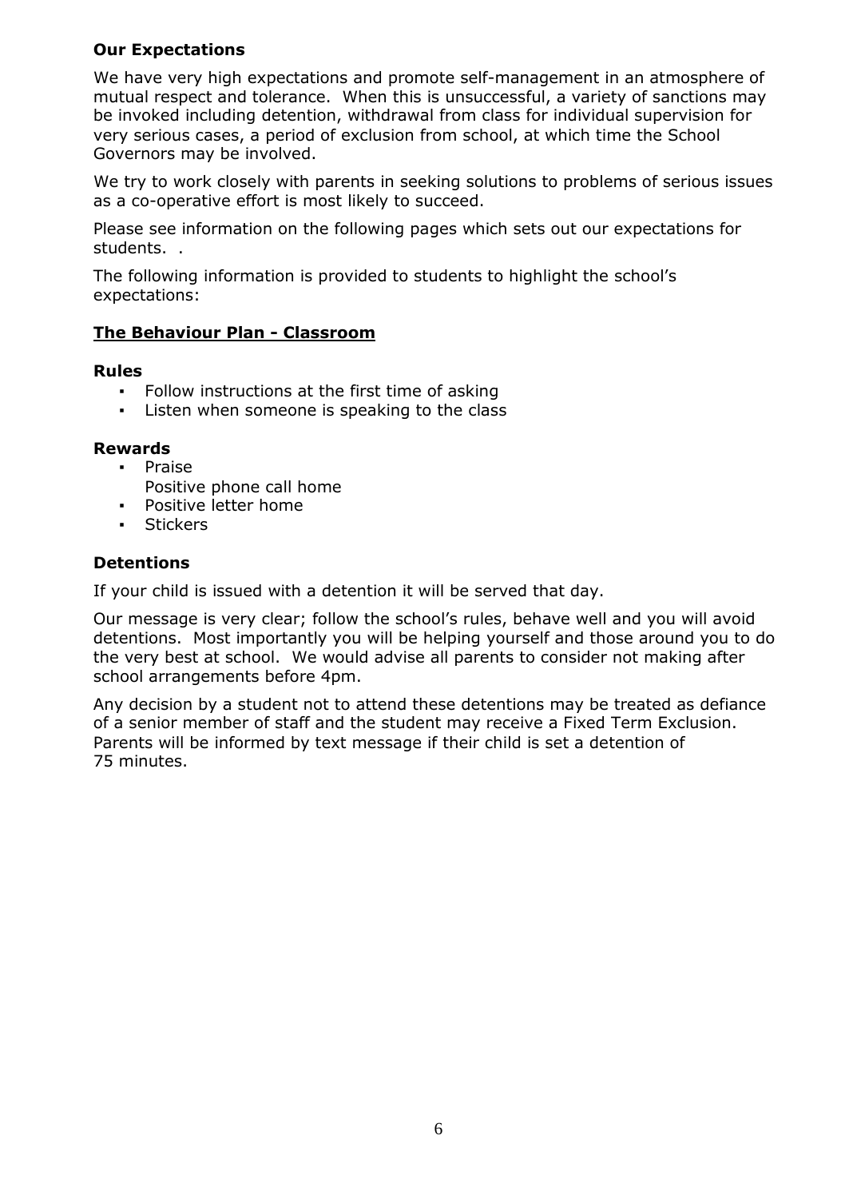**Our Expectations**

We have very high expectations and promote self-management in an atmosphere of mutual respect and tolerance. When this is unsuccessful, a variety of sanctions may be invoked including detention, withdrawal from class for individual supervision for very serious cases, a period of exclusion from school, at which time the School Governors may be involved.

We try to work closely with parents in seeking solutions to problems of serious issues as a co-operative effort is most likely to succeed.

Please see information on the following pages which sets out our expectations for students. .

The following information is provided to students to highlight the school's expectations:

**The Behaviour Plan - Classroom**

**Rules**

- Follow instructions at the first time of asking
- Listen when someone is speaking to the class

**Rewards**

- Praise
  Positive phone call home
- Positive letter home
- Stickers

**Detentions**

If your child is issued with a detention it will be served that day.

Our message is very clear; follow the school's rules, behave well and you will avoid detentions. Most importantly you will be helping yourself and those around you to do the very best at school. We would advise all parents to consider not making after school arrangements before 4pm.

Any decision by a student not to attend these detentions may be treated as defiance of a senior member of staff and the student may receive a Fixed Term Exclusion. Parents will be informed by text message if their child is set a detention of 75 minutes.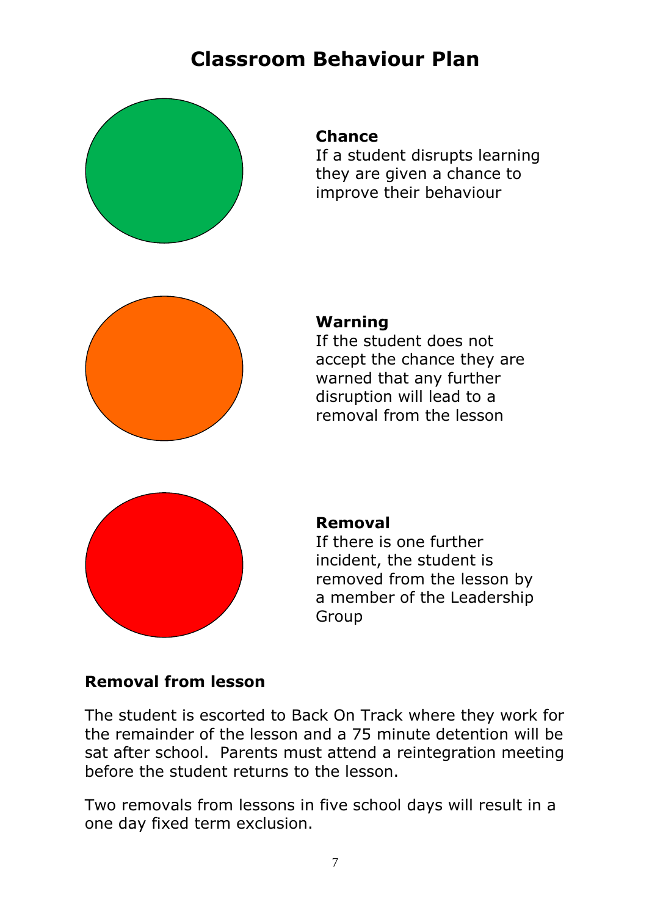# Classroom Behaviour Plan

**Chance**
If a student disrupts learning they are given a chance to improve their behaviour

**Warning**
If the student does not accept the chance they are warned that any further disruption will lead to a removal from the lesson

**Removal**
If there is one further incident, the student is removed from the lesson by a member of the Leadership Group

**Removal from lesson**

The student is escorted to Back On Track where they work for the remainder of the lesson and a 75 minute detention will be sat after school. Parents must attend a reintegration meeting before the student returns to the lesson.

Two removals from lessons in five school days will result in a one day fixed term exclusion.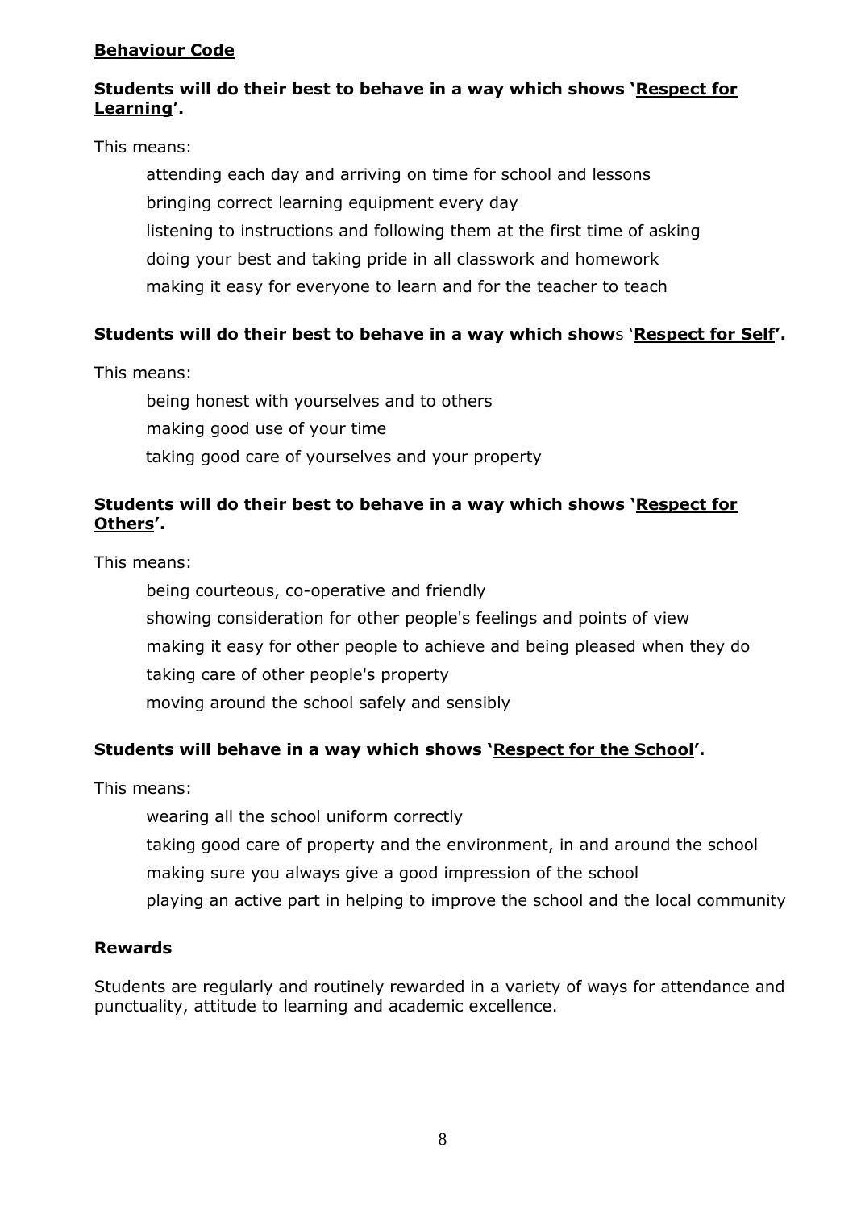## **<u>Behaviour Code</u>**

**Students will do their best to behave in a way which shows '<u>Respect for Learning</u>'.**

This means:

- attending each day and arriving on time for school and lessons
- bringing correct learning equipment every day
- listening to instructions and following them at the first time of asking
- doing your best and taking pride in all classwork and homework
- making it easy for everyone to learn and for the teacher to teach

**Students will do their best to behave in a way which shows '<u>Respect for Self</u>'.**

This means:

- being honest with yourselves and to others
- making good use of your time
- taking good care of yourselves and your property

**Students will do their best to behave in a way which shows '<u>Respect for Others</u>'.**

This means:

- being courteous, co-operative and friendly
- showing consideration for other people's feelings and points of view
- making it easy for other people to achieve and being pleased when they do
- taking care of other people's property
- moving around the school safely and sensibly

**Students will behave in a way which shows '<u>Respect for the School</u>'.**

This means:

- wearing all the school uniform correctly
- taking good care of property and the environment, in and around the school
- making sure you always give a good impression of the school
- playing an active part in helping to improve the school and the local community

## **Rewards**

Students are regularly and routinely rewarded in a variety of ways for attendance and punctuality, attitude to learning and academic excellence.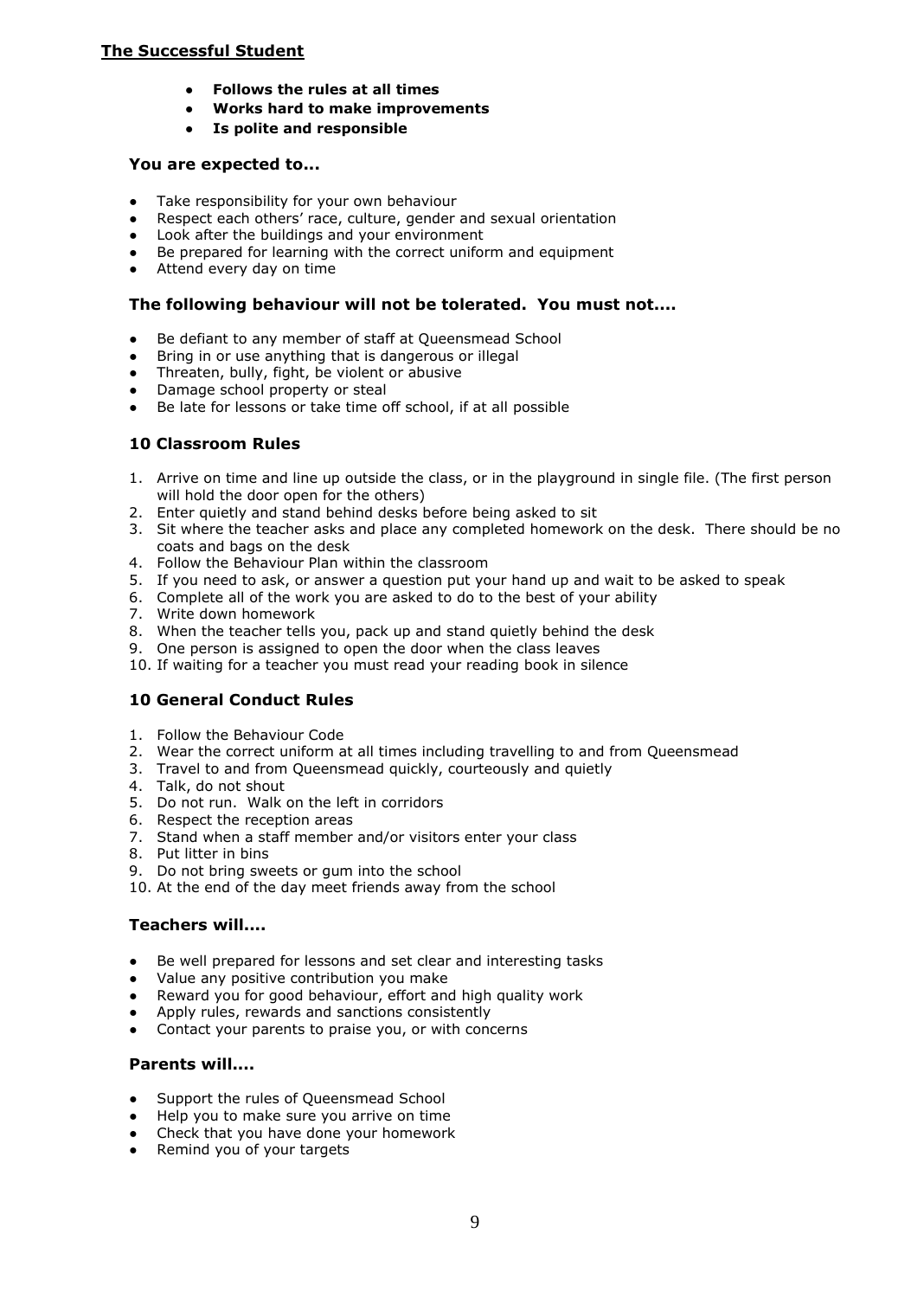## The Successful Student

- **Follows the rules at all times**
- **Works hard to make improvements**
- **Is polite and responsible**

### You are expected to...

- Take responsibility for your own behaviour
- Respect each others' race, culture, gender and sexual orientation
- Look after the buildings and your environment
- Be prepared for learning with the correct uniform and equipment
- Attend every day on time

### The following behaviour will not be tolerated. You must not....

- Be defiant to any member of staff at Queensmead School
- Bring in or use anything that is dangerous or illegal
- Threaten, bully, fight, be violent or abusive
- Damage school property or steal
- Be late for lessons or take time off school, if at all possible

### 10 Classroom Rules

1. Arrive on time and line up outside the class, or in the playground in single file. (The first person will hold the door open for the others)
2. Enter quietly and stand behind desks before being asked to sit
3. Sit where the teacher asks and place any completed homework on the desk. There should be no coats and bags on the desk
4. Follow the Behaviour Plan within the classroom
5. If you need to ask, or answer a question put your hand up and wait to be asked to speak
6. Complete all of the work you are asked to do to the best of your ability
7. Write down homework
8. When the teacher tells you, pack up and stand quietly behind the desk
9. One person is assigned to open the door when the class leaves
10. If waiting for a teacher you must read your reading book in silence

### 10 General Conduct Rules

1. Follow the Behaviour Code
2. Wear the correct uniform at all times including travelling to and from Queensmead
3. Travel to and from Queensmead quickly, courteously and quietly
4. Talk, do not shout
5. Do not run. Walk on the left in corridors
6. Respect the reception areas
7. Stand when a staff member and/or visitors enter your class
8. Put litter in bins
9. Do not bring sweets or gum into the school
10. At the end of the day meet friends away from the school

### Teachers will....

- Be well prepared for lessons and set clear and interesting tasks
- Value any positive contribution you make
- Reward you for good behaviour, effort and high quality work
- Apply rules, rewards and sanctions consistently
- Contact your parents to praise you, or with concerns

### Parents will....

- Support the rules of Queensmead School
- Help you to make sure you arrive on time
- Check that you have done your homework
- Remind you of your targets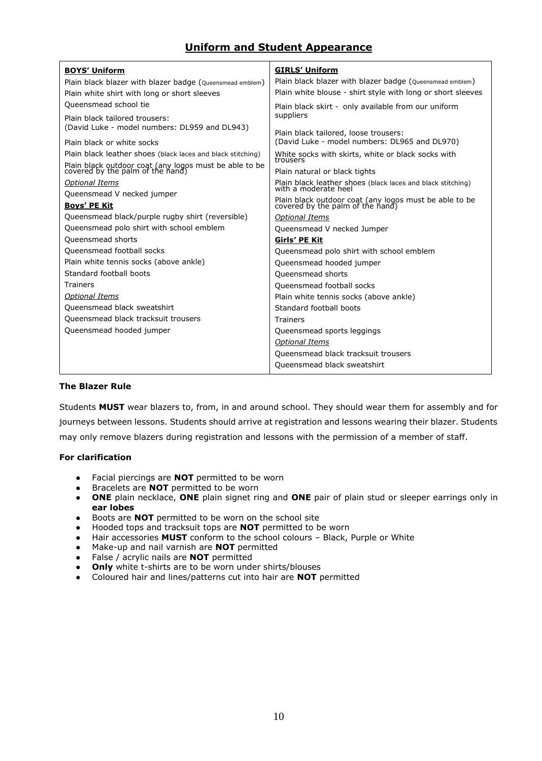## Uniform and Student Appearance

| BOYS' Uniform | GIRLS' Uniform |
|---|---|
| Plain black blazer with blazer badge (Queensmead emblem) | Plain black blazer with blazer badge (Queensmead emblem) |
| Plain white shirt with long or short sleeves | Plain white blouse - shirt style with long or short sleeves |
| Queensmead school tie | Plain black skirt - only available from our uniform suppliers |
| Plain black tailored trousers: (David Luke - model numbers: DL959 and DL943) | Plain black tailored, loose trousers: (David Luke - model numbers: DL965 and DL970) |
| Plain black or white socks | White socks with skirts, white or black socks with trousers |
| Plain black leather shoes (black laces and black stitching) | Plain natural or black tights |
| Plain black outdoor coat (any logos must be able to be covered by the palm of the hand) | Plain black leather shoes (black laces and black stitching) with a moderate heel |
| *Optional Items* | Plain black outdoor coat (any logos must be able to be covered by the palm of the hand) |
| Queensmead V necked jumper | *Optional Items* |
| **Boys' PE Kit** | Queensmead V necked Jumper |
| Queensmead black/purple rugby shirt (reversible) | **Girls' PE Kit** |
| Queensmead polo shirt with school emblem | Queensmead polo shirt with school emblem |
| Queensmead shorts | Queensmead hooded jumper |
| Queensmead football socks | Queensmead shorts |
| Plain white tennis socks (above ankle) | Queensmead football socks |
| Standard football boots | Plain white tennis socks (above ankle) |
| Trainers | Standard football boots |
| *Optional Items* | Trainers |
| Queensmead black sweatshirt | Queensmead sports leggings |
| Queensmead black tracksuit trousers | *Optional Items* |
| Queensmead hooded jumper | Queensmead black tracksuit trousers |
| | Queensmead black sweatshirt |

**The Blazer Rule**

Students **MUST** wear blazers to, from, in and around school. They should wear them for assembly and for journeys between lessons. Students should arrive at registration and lessons wearing their blazer. Students may only remove blazers during registration and lessons with the permission of a member of staff.

**For clarification**

- Facial piercings are **NOT** permitted to be worn
- Bracelets are **NOT** permitted to be worn
- **ONE** plain necklace, **ONE** plain signet ring and **ONE** pair of plain stud or sleeper earrings only in **ear lobes**
- Boots are **NOT** permitted to be worn on the school site
- Hooded tops and tracksuit tops are **NOT** permitted to be worn
- Hair accessories **MUST** conform to the school colours – Black, Purple or White
- Make-up and nail varnish are **NOT** permitted
- False / acrylic nails are **NOT** permitted
- **Only** white t-shirts are to be worn under shirts/blouses
- Coloured hair and lines/patterns cut into hair are **NOT** permitted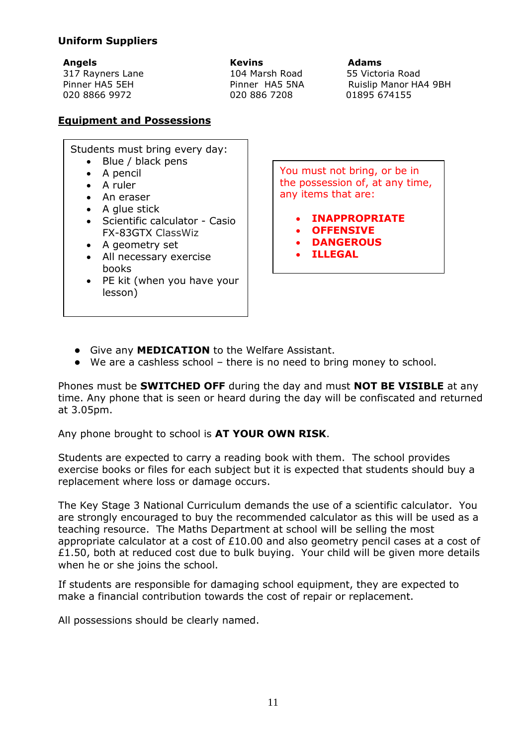**Uniform Suppliers**

| Angels | Kevins | Adams |
|---|---|---|
| 317 Rayners Lane | 104 Marsh Road | 55 Victoria Road |
| Pinner HA5 5EH | Pinner HA5 5NA | Ruislip Manor HA4 9BH |
| 020 8866 9972 | 020 886 7208 | 01895 674155 |

## Equipment and Possessions

Students must bring every day:

- Blue / black pens
- A pencil
- A ruler
- An eraser
- A glue stick
- Scientific calculator - Casio FX-83GTX ClassWiz
- A geometry set
- All necessary exercise books
- PE kit (when you have your lesson)

You must not bring, or be in the possession of, at any time, any items that are:

- **INAPPROPRIATE**
- **OFFENSIVE**
- **DANGEROUS**
- **ILLEGAL**

- Give any **MEDICATION** to the Welfare Assistant.
- We are a cashless school – there is no need to bring money to school.

Phones must be **SWITCHED OFF** during the day and must **NOT BE VISIBLE** at any time. Any phone that is seen or heard during the day will be confiscated and returned at 3.05pm.

Any phone brought to school is **AT YOUR OWN RISK**.

Students are expected to carry a reading book with them. The school provides exercise books or files for each subject but it is expected that students should buy a replacement where loss or damage occurs.

The Key Stage 3 National Curriculum demands the use of a scientific calculator. You are strongly encouraged to buy the recommended calculator as this will be used as a teaching resource. The Maths Department at school will be selling the most appropriate calculator at a cost of £10.00 and also geometry pencil cases at a cost of £1.50, both at reduced cost due to bulk buying. Your child will be given more details when he or she joins the school.

If students are responsible for damaging school equipment, they are expected to make a financial contribution towards the cost of repair or replacement.

All possessions should be clearly named.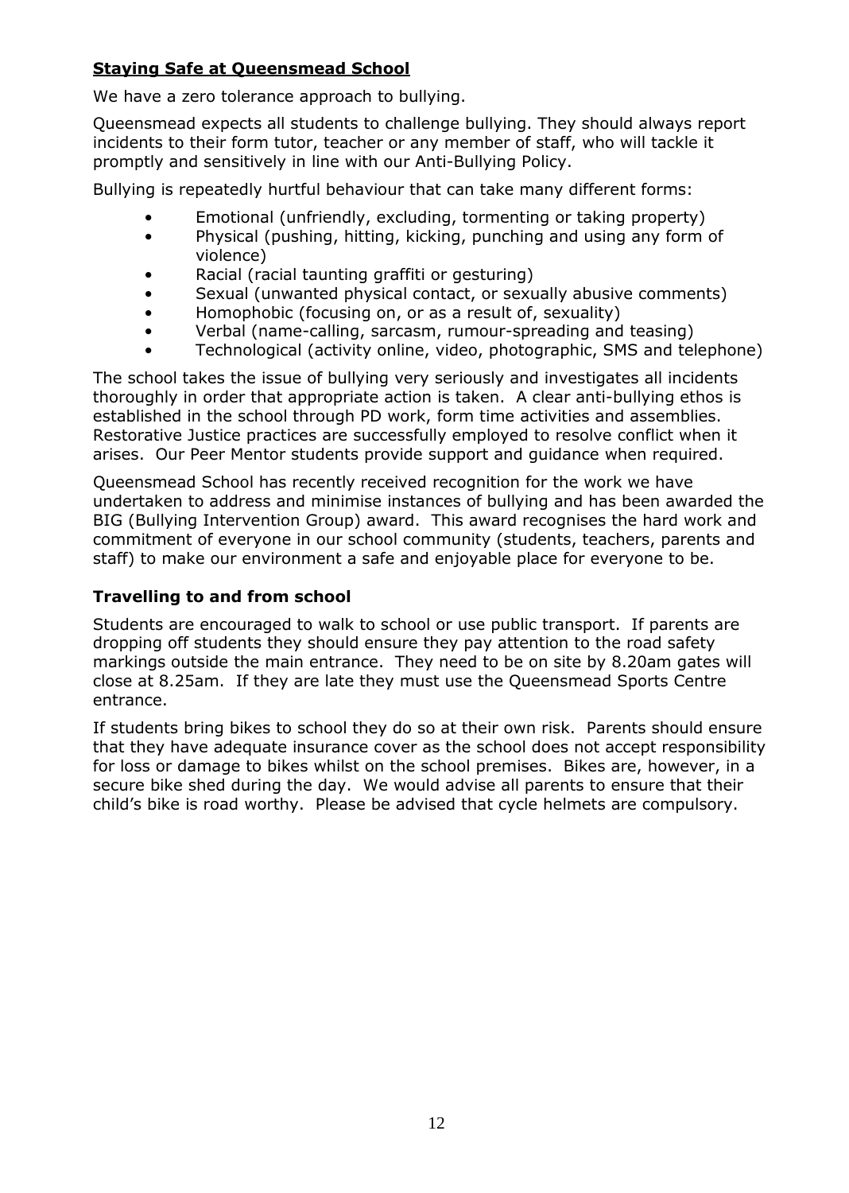## Staying Safe at Queensmead School

We have a zero tolerance approach to bullying.

Queensmead expects all students to challenge bullying. They should always report incidents to their form tutor, teacher or any member of staff, who will tackle it promptly and sensitively in line with our Anti-Bullying Policy.

Bullying is repeatedly hurtful behaviour that can take many different forms:

- Emotional (unfriendly, excluding, tormenting or taking property)
- Physical (pushing, hitting, kicking, punching and using any form of violence)
- Racial (racial taunting graffiti or gesturing)
- Sexual (unwanted physical contact, or sexually abusive comments)
- Homophobic (focusing on, or as a result of, sexuality)
- Verbal (name-calling, sarcasm, rumour-spreading and teasing)
- Technological (activity online, video, photographic, SMS and telephone)

The school takes the issue of bullying very seriously and investigates all incidents thoroughly in order that appropriate action is taken. A clear anti-bullying ethos is established in the school through PD work, form time activities and assemblies. Restorative Justice practices are successfully employed to resolve conflict when it arises. Our Peer Mentor students provide support and guidance when required.

Queensmead School has recently received recognition for the work we have undertaken to address and minimise instances of bullying and has been awarded the BIG (Bullying Intervention Group) award. This award recognises the hard work and commitment of everyone in our school community (students, teachers, parents and staff) to make our environment a safe and enjoyable place for everyone to be.

### Travelling to and from school

Students are encouraged to walk to school or use public transport. If parents are dropping off students they should ensure they pay attention to the road safety markings outside the main entrance. They need to be on site by 8.20am gates will close at 8.25am. If they are late they must use the Queensmead Sports Centre entrance.

If students bring bikes to school they do so at their own risk. Parents should ensure that they have adequate insurance cover as the school does not accept responsibility for loss or damage to bikes whilst on the school premises. Bikes are, however, in a secure bike shed during the day. We would advise all parents to ensure that their child's bike is road worthy. Please be advised that cycle helmets are compulsory.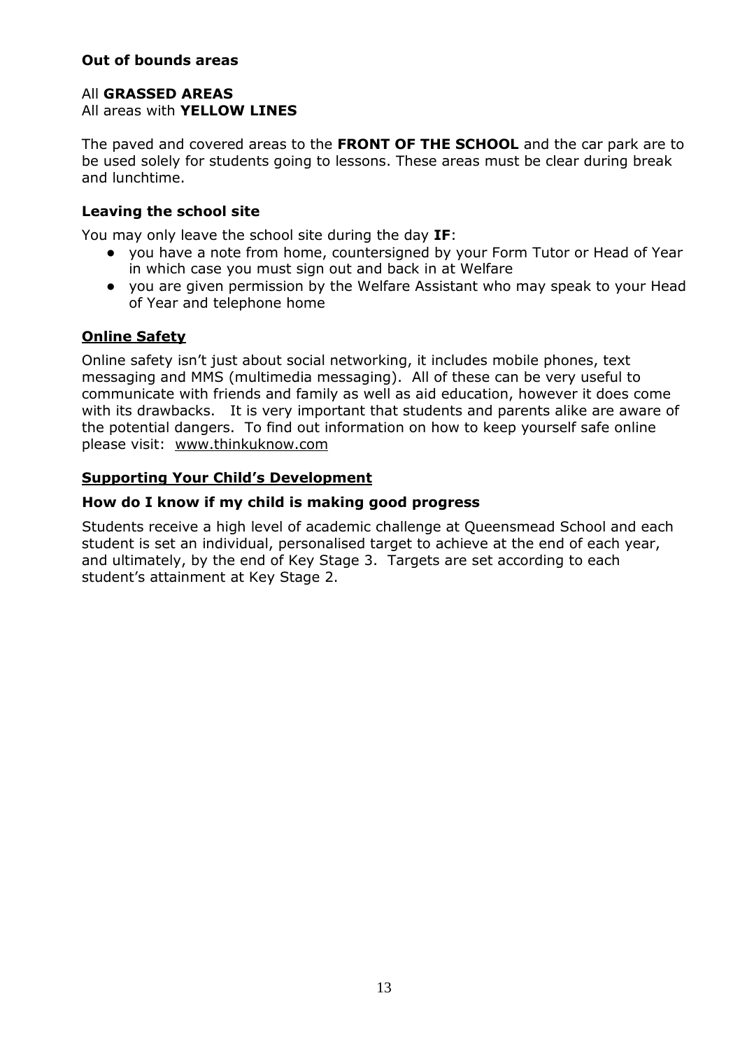### Out of bounds areas

All **GRASSED AREAS**
All areas with **YELLOW LINES**

The paved and covered areas to the **FRONT OF THE SCHOOL** and the car park are to be used solely for students going to lessons. These areas must be clear during break and lunchtime.

### Leaving the school site

You may only leave the school site during the day **IF**:

- you have a note from home, countersigned by your Form Tutor or Head of Year in which case you must sign out and back in at Welfare
- you are given permission by the Welfare Assistant who may speak to your Head of Year and telephone home

## Online Safety

Online safety isn't just about social networking, it includes mobile phones, text messaging and MMS (multimedia messaging). All of these can be very useful to communicate with friends and family as well as aid education, however it does come with its drawbacks. It is very important that students and parents alike are aware of the potential dangers. To find out information on how to keep yourself safe online please visit: www.thinkuknow.com

## Supporting Your Child's Development

### How do I know if my child is making good progress

Students receive a high level of academic challenge at Queensmead School and each student is set an individual, personalised target to achieve at the end of each year, and ultimately, by the end of Key Stage 3. Targets are set according to each student's attainment at Key Stage 2.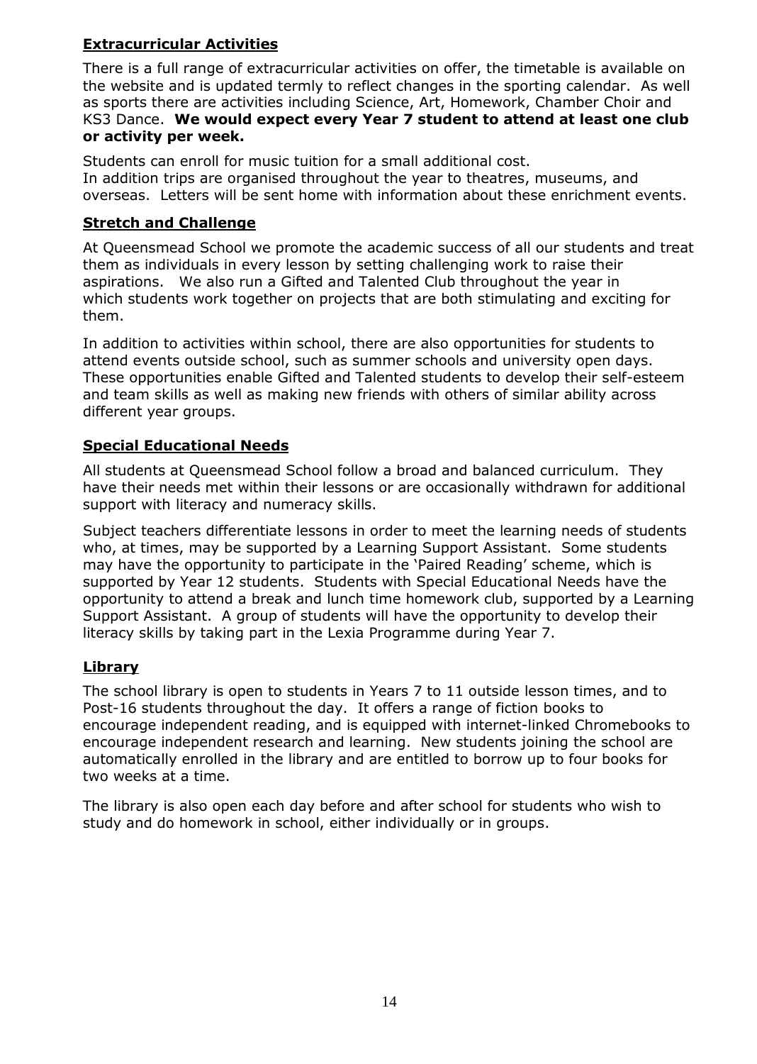## Extracurricular Activities

There is a full range of extracurricular activities on offer, the timetable is available on the website and is updated termly to reflect changes in the sporting calendar. As well as sports there are activities including Science, Art, Homework, Chamber Choir and KS3 Dance. **We would expect every Year 7 student to attend at least one club or activity per week.**

Students can enroll for music tuition for a small additional cost.
In addition trips are organised throughout the year to theatres, museums, and overseas. Letters will be sent home with information about these enrichment events.

## Stretch and Challenge

At Queensmead School we promote the academic success of all our students and treat them as individuals in every lesson by setting challenging work to raise their aspirations. We also run a Gifted and Talented Club throughout the year in which students work together on projects that are both stimulating and exciting for them.

In addition to activities within school, there are also opportunities for students to attend events outside school, such as summer schools and university open days. These opportunities enable Gifted and Talented students to develop their self-esteem and team skills as well as making new friends with others of similar ability across different year groups.

## Special Educational Needs

All students at Queensmead School follow a broad and balanced curriculum. They have their needs met within their lessons or are occasionally withdrawn for additional support with literacy and numeracy skills.

Subject teachers differentiate lessons in order to meet the learning needs of students who, at times, may be supported by a Learning Support Assistant. Some students may have the opportunity to participate in the 'Paired Reading' scheme, which is supported by Year 12 students. Students with Special Educational Needs have the opportunity to attend a break and lunch time homework club, supported by a Learning Support Assistant. A group of students will have the opportunity to develop their literacy skills by taking part in the Lexia Programme during Year 7.

## Library

The school library is open to students in Years 7 to 11 outside lesson times, and to Post-16 students throughout the day. It offers a range of fiction books to encourage independent reading, and is equipped with internet-linked Chromebooks to encourage independent research and learning. New students joining the school are automatically enrolled in the library and are entitled to borrow up to four books for two weeks at a time.

The library is also open each day before and after school for students who wish to study and do homework in school, either individually or in groups.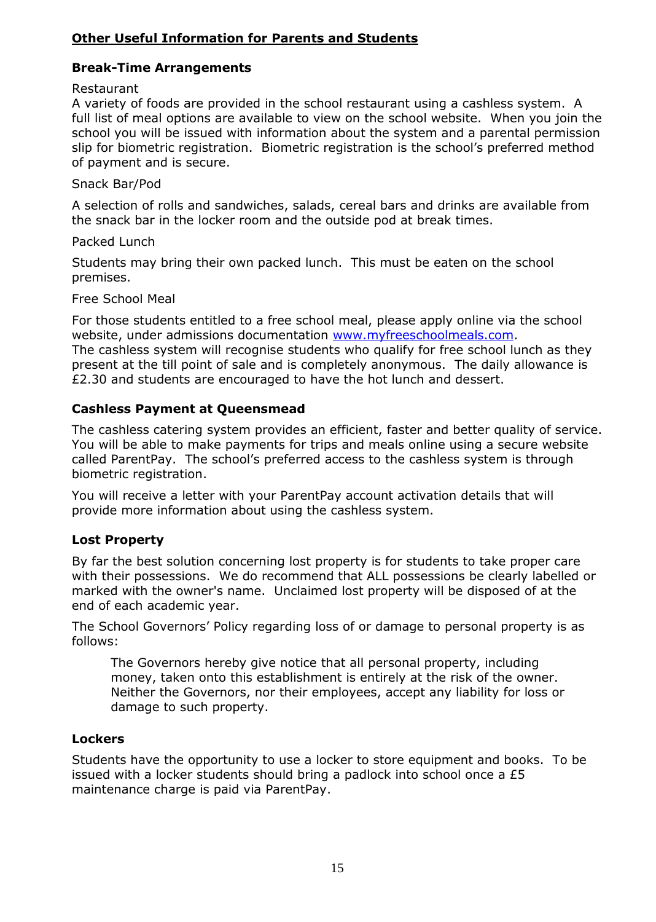## Other Useful Information for Parents and Students

### Break-Time Arrangements

Restaurant

A variety of foods are provided in the school restaurant using a cashless system. A full list of meal options are available to view on the school website. When you join the school you will be issued with information about the system and a parental permission slip for biometric registration. Biometric registration is the school's preferred method of payment and is secure.

Snack Bar/Pod

A selection of rolls and sandwiches, salads, cereal bars and drinks are available from the snack bar in the locker room and the outside pod at break times.

Packed Lunch

Students may bring their own packed lunch. This must be eaten on the school premises.

Free School Meal

For those students entitled to a free school meal, please apply online via the school website, under admissions documentation [www.myfreeschoolmeals.com](http://www.myfreeschoolmeals.com).
The cashless system will recognise students who qualify for free school lunch as they present at the till point of sale and is completely anonymous. The daily allowance is £2.30 and students are encouraged to have the hot lunch and dessert.

### Cashless Payment at Queensmead

The cashless catering system provides an efficient, faster and better quality of service. You will be able to make payments for trips and meals online using a secure website called ParentPay. The school's preferred access to the cashless system is through biometric registration.

You will receive a letter with your ParentPay account activation details that will provide more information about using the cashless system.

### Lost Property

By far the best solution concerning lost property is for students to take proper care with their possessions. We do recommend that ALL possessions be clearly labelled or marked with the owner's name. Unclaimed lost property will be disposed of at the end of each academic year.

The School Governors' Policy regarding loss of or damage to personal property is as follows:

> The Governors hereby give notice that all personal property, including money, taken onto this establishment is entirely at the risk of the owner. Neither the Governors, nor their employees, accept any liability for loss or damage to such property.

### Lockers

Students have the opportunity to use a locker to store equipment and books. To be issued with a locker students should bring a padlock into school once a £5 maintenance charge is paid via ParentPay.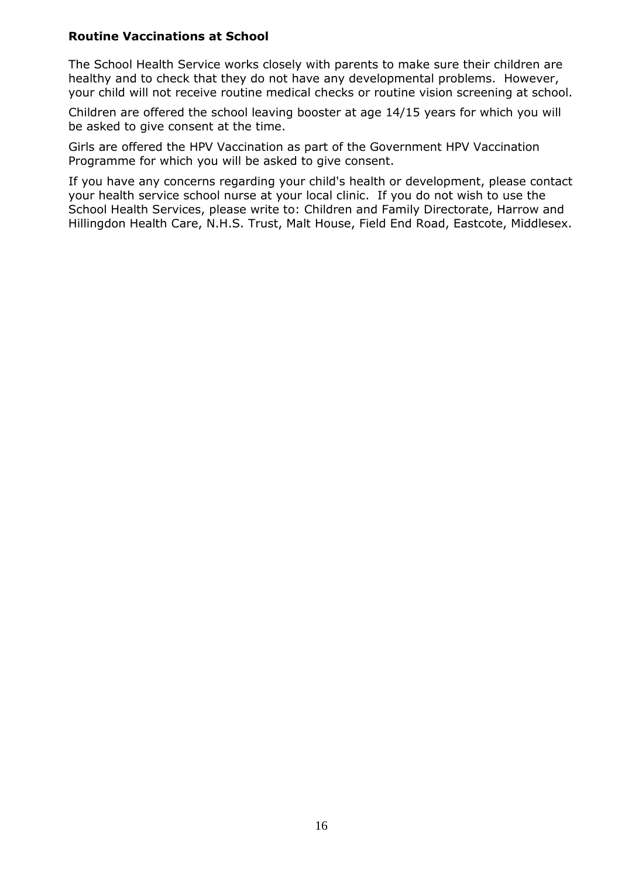**Routine Vaccinations at School**

The School Health Service works closely with parents to make sure their children are healthy and to check that they do not have any developmental problems.  However, your child will not receive routine medical checks or routine vision screening at school.

Children are offered the school leaving booster at age 14/15 years for which you will be asked to give consent at the time.

Girls are offered the HPV Vaccination as part of the Government HPV Vaccination Programme for which you will be asked to give consent.

If you have any concerns regarding your child's health or development, please contact your health service school nurse at your local clinic.  If you do not wish to use the School Health Services, please write to: Children and Family Directorate, Harrow and Hillingdon Health Care, N.H.S. Trust, Malt House, Field End Road, Eastcote, Middlesex.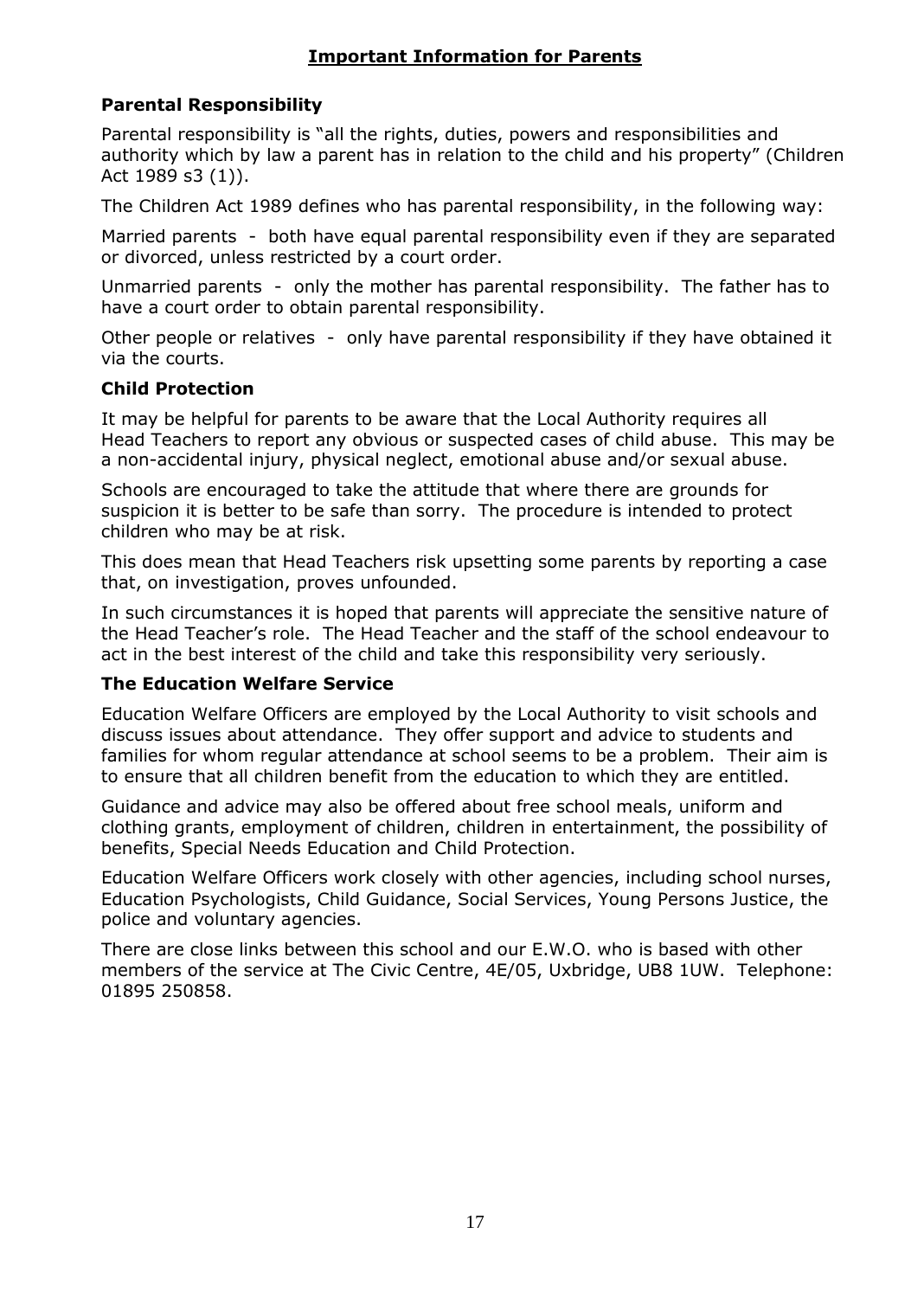## Important Information for Parents

### Parental Responsibility

Parental responsibility is "all the rights, duties, powers and responsibilities and authority which by law a parent has in relation to the child and his property" (Children Act 1989 s3 (1)).

The Children Act 1989 defines who has parental responsibility, in the following way:

Married parents - both have equal parental responsibility even if they are separated or divorced, unless restricted by a court order.

Unmarried parents - only the mother has parental responsibility. The father has to have a court order to obtain parental responsibility.

Other people or relatives - only have parental responsibility if they have obtained it via the courts.

### Child Protection

It may be helpful for parents to be aware that the Local Authority requires all Head Teachers to report any obvious or suspected cases of child abuse. This may be a non-accidental injury, physical neglect, emotional abuse and/or sexual abuse.

Schools are encouraged to take the attitude that where there are grounds for suspicion it is better to be safe than sorry. The procedure is intended to protect children who may be at risk.

This does mean that Head Teachers risk upsetting some parents by reporting a case that, on investigation, proves unfounded.

In such circumstances it is hoped that parents will appreciate the sensitive nature of the Head Teacher's role. The Head Teacher and the staff of the school endeavour to act in the best interest of the child and take this responsibility very seriously.

### The Education Welfare Service

Education Welfare Officers are employed by the Local Authority to visit schools and discuss issues about attendance. They offer support and advice to students and families for whom regular attendance at school seems to be a problem. Their aim is to ensure that all children benefit from the education to which they are entitled.

Guidance and advice may also be offered about free school meals, uniform and clothing grants, employment of children, children in entertainment, the possibility of benefits, Special Needs Education and Child Protection.

Education Welfare Officers work closely with other agencies, including school nurses, Education Psychologists, Child Guidance, Social Services, Young Persons Justice, the police and voluntary agencies.

There are close links between this school and our E.W.O. who is based with other members of the service at The Civic Centre, 4E/05, Uxbridge, UB8 1UW. Telephone: 01895 250858.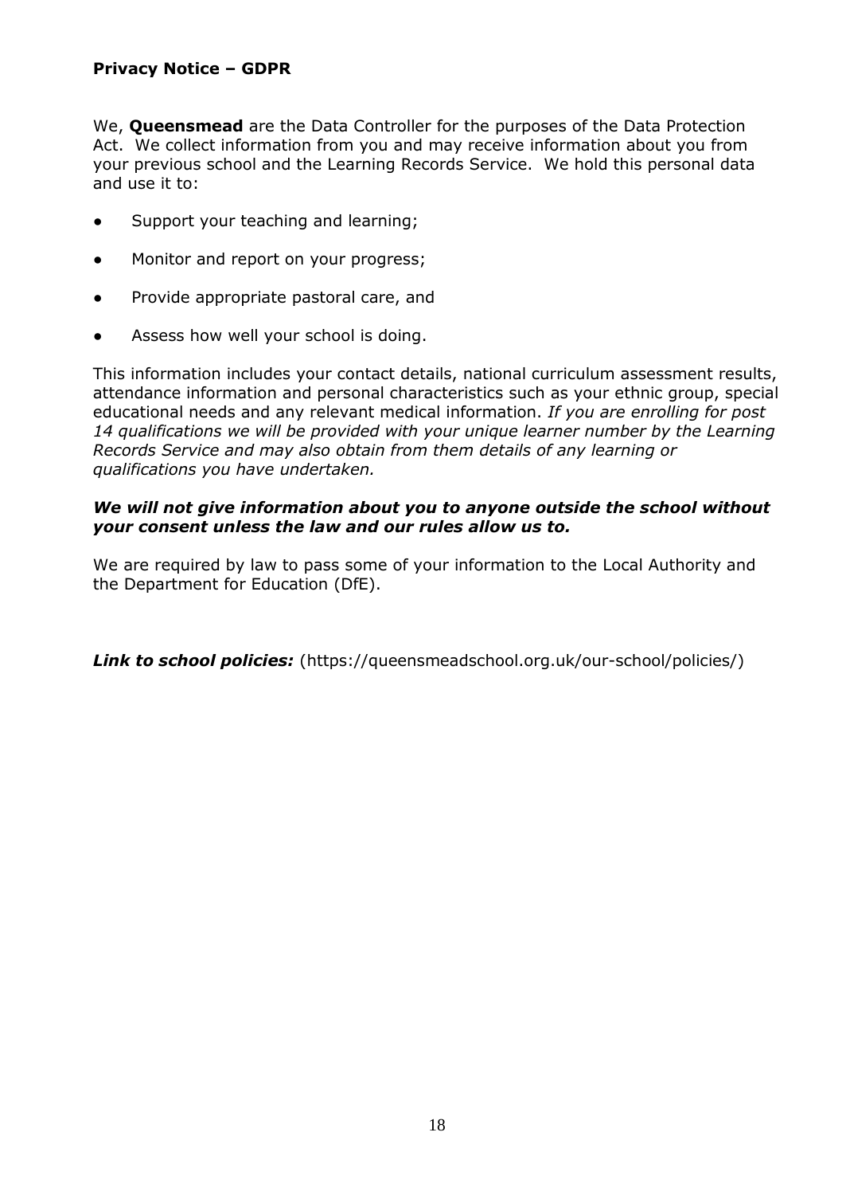**Privacy Notice – GDPR**

We, **Queensmead** are the Data Controller for the purposes of the Data Protection Act. We collect information from you and may receive information about you from your previous school and the Learning Records Service. We hold this personal data and use it to:

- Support your teaching and learning;
- Monitor and report on your progress;
- Provide appropriate pastoral care, and
- Assess how well your school is doing.

This information includes your contact details, national curriculum assessment results, attendance information and personal characteristics such as your ethnic group, special educational needs and any relevant medical information. *If you are enrolling for post 14 qualifications we will be provided with your unique learner number by the Learning Records Service and may also obtain from them details of any learning or qualifications you have undertaken.*

***We will not give information about you to anyone outside the school without your consent unless the law and our rules allow us to.***

We are required by law to pass some of your information to the Local Authority and the Department for Education (DfE).

***Link to school policies:*** (https://queensmeadschool.org.uk/our-school/policies/)